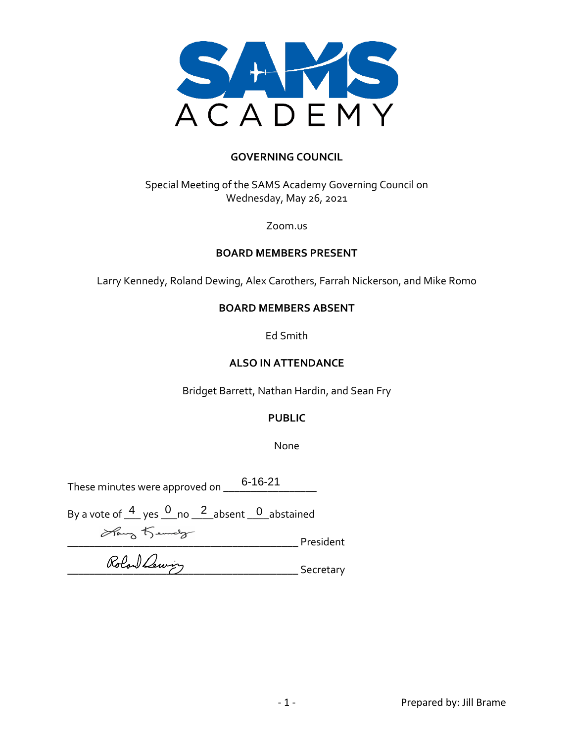SAMS ACADEMY

## GOVERNING COUNCIL

Special Meeting of the SAMS Academy Governing Council on
Wednesday, May 26, 2021

Zoom.us

### BOARD MEMBERS PRESENT

Larry Kennedy, Roland Dewing, Alex Carothers, Farrah Nickerson, and Mike Romo

### BOARD MEMBERS ABSENT

Ed Smith

### ALSO IN ATTENDANCE

Bridget Barrett, Nathan Hardin, and Sean Fry

### PUBLIC

None

These minutes were approved on 6-16-21

By a vote of 4 yes 0 no 2 absent 0 abstained

Larry Kennedy President

Roland Dewing Secretary

Prepared by: Jill Brame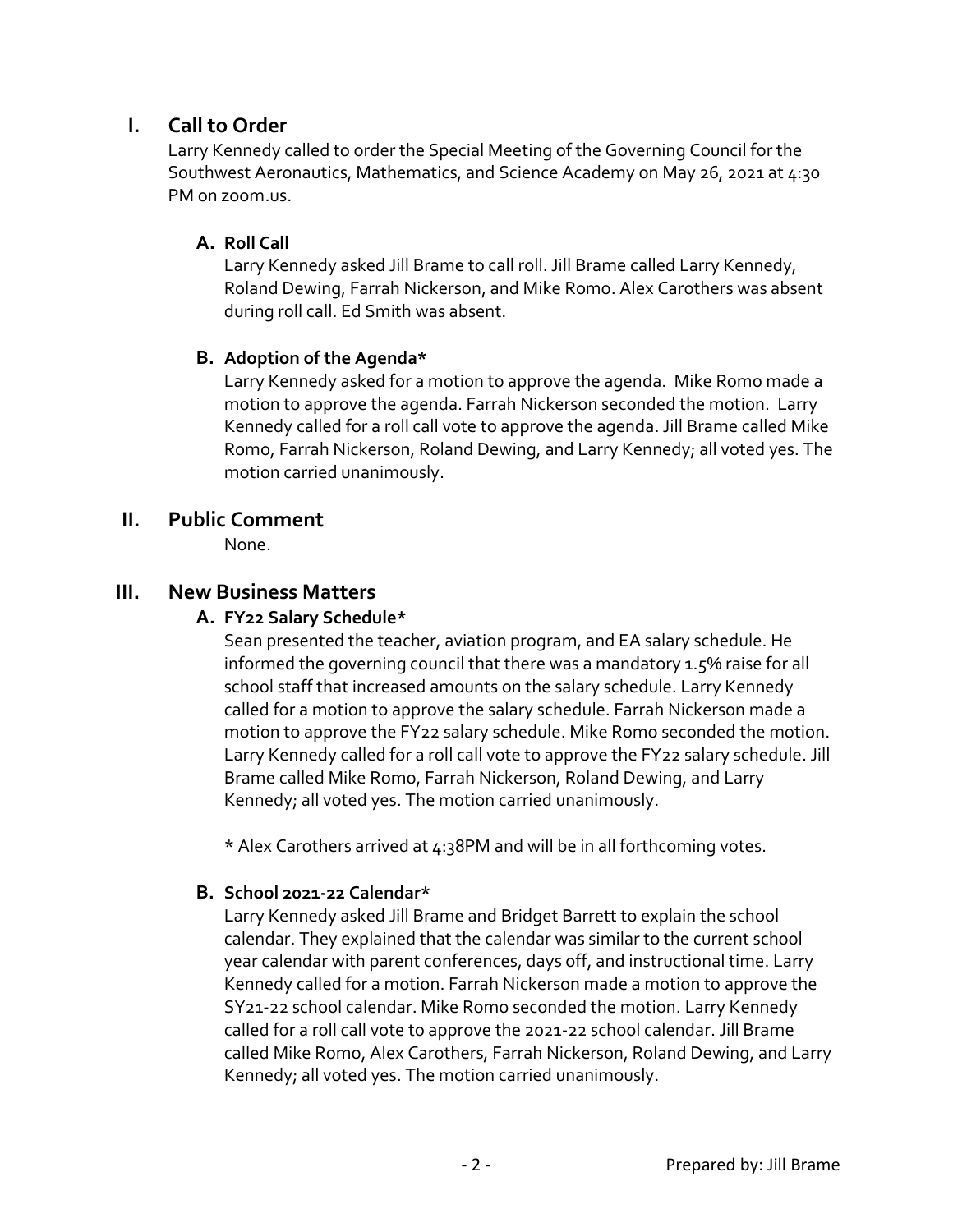## I. Call to Order

Larry Kennedy called to order the Special Meeting of the Governing Council for the Southwest Aeronautics, Mathematics, and Science Academy on May 26, 2021 at 4:30 PM on zoom.us.

### A. Roll Call

Larry Kennedy asked Jill Brame to call roll. Jill Brame called Larry Kennedy, Roland Dewing, Farrah Nickerson, and Mike Romo. Alex Carothers was absent during roll call. Ed Smith was absent.

### B. Adoption of the Agenda*

Larry Kennedy asked for a motion to approve the agenda. Mike Romo made a motion to approve the agenda. Farrah Nickerson seconded the motion. Larry Kennedy called for a roll call vote to approve the agenda. Jill Brame called Mike Romo, Farrah Nickerson, Roland Dewing, and Larry Kennedy; all voted yes. The motion carried unanimously.

## II. Public Comment

None.

## III. New Business Matters

### A. FY22 Salary Schedule*

Sean presented the teacher, aviation program, and EA salary schedule. He informed the governing council that there was a mandatory 1.5% raise for all school staff that increased amounts on the salary schedule. Larry Kennedy called for a motion to approve the salary schedule. Farrah Nickerson made a motion to approve the FY22 salary schedule. Mike Romo seconded the motion. Larry Kennedy called for a roll call vote to approve the FY22 salary schedule. Jill Brame called Mike Romo, Farrah Nickerson, Roland Dewing, and Larry Kennedy; all voted yes. The motion carried unanimously.

* Alex Carothers arrived at 4:38PM and will be in all forthcoming votes.

### B. School 2021-22 Calendar*

Larry Kennedy asked Jill Brame and Bridget Barrett to explain the school calendar. They explained that the calendar was similar to the current school year calendar with parent conferences, days off, and instructional time. Larry Kennedy called for a motion. Farrah Nickerson made a motion to approve the SY21-22 school calendar. Mike Romo seconded the motion. Larry Kennedy called for a roll call vote to approve the 2021-22 school calendar. Jill Brame called Mike Romo, Alex Carothers, Farrah Nickerson, Roland Dewing, and Larry Kennedy; all voted yes. The motion carried unanimously.

Prepared by: Jill Brame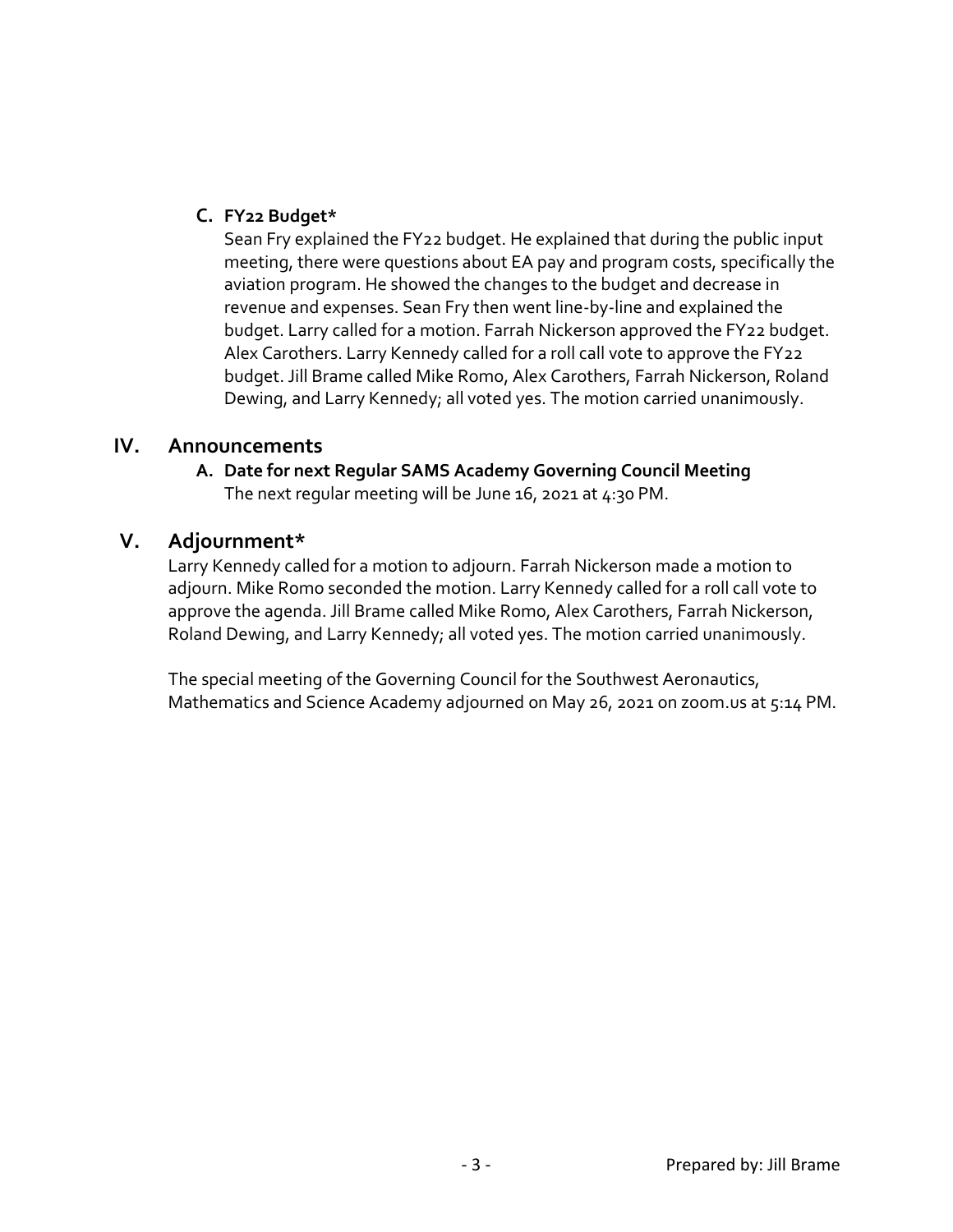### C. FY22 Budget*

Sean Fry explained the FY22 budget. He explained that during the public input meeting, there were questions about EA pay and program costs, specifically the aviation program. He showed the changes to the budget and decrease in revenue and expenses. Sean Fry then went line-by-line and explained the budget. Larry called for a motion. Farrah Nickerson approved the FY22 budget. Alex Carothers. Larry Kennedy called for a roll call vote to approve the FY22 budget. Jill Brame called Mike Romo, Alex Carothers, Farrah Nickerson, Roland Dewing, and Larry Kennedy; all voted yes. The motion carried unanimously.

## IV. Announcements

### A. Date for next Regular SAMS Academy Governing Council Meeting

The next regular meeting will be June 16, 2021 at 4:30 PM.

## V. Adjournment*

Larry Kennedy called for a motion to adjourn. Farrah Nickerson made a motion to adjourn. Mike Romo seconded the motion. Larry Kennedy called for a roll call vote to approve the agenda. Jill Brame called Mike Romo, Alex Carothers, Farrah Nickerson, Roland Dewing, and Larry Kennedy; all voted yes. The motion carried unanimously.

The special meeting of the Governing Council for the Southwest Aeronautics, Mathematics and Science Academy adjourned on May 26, 2021 on zoom.us at 5:14 PM.

Prepared by: Jill Brame